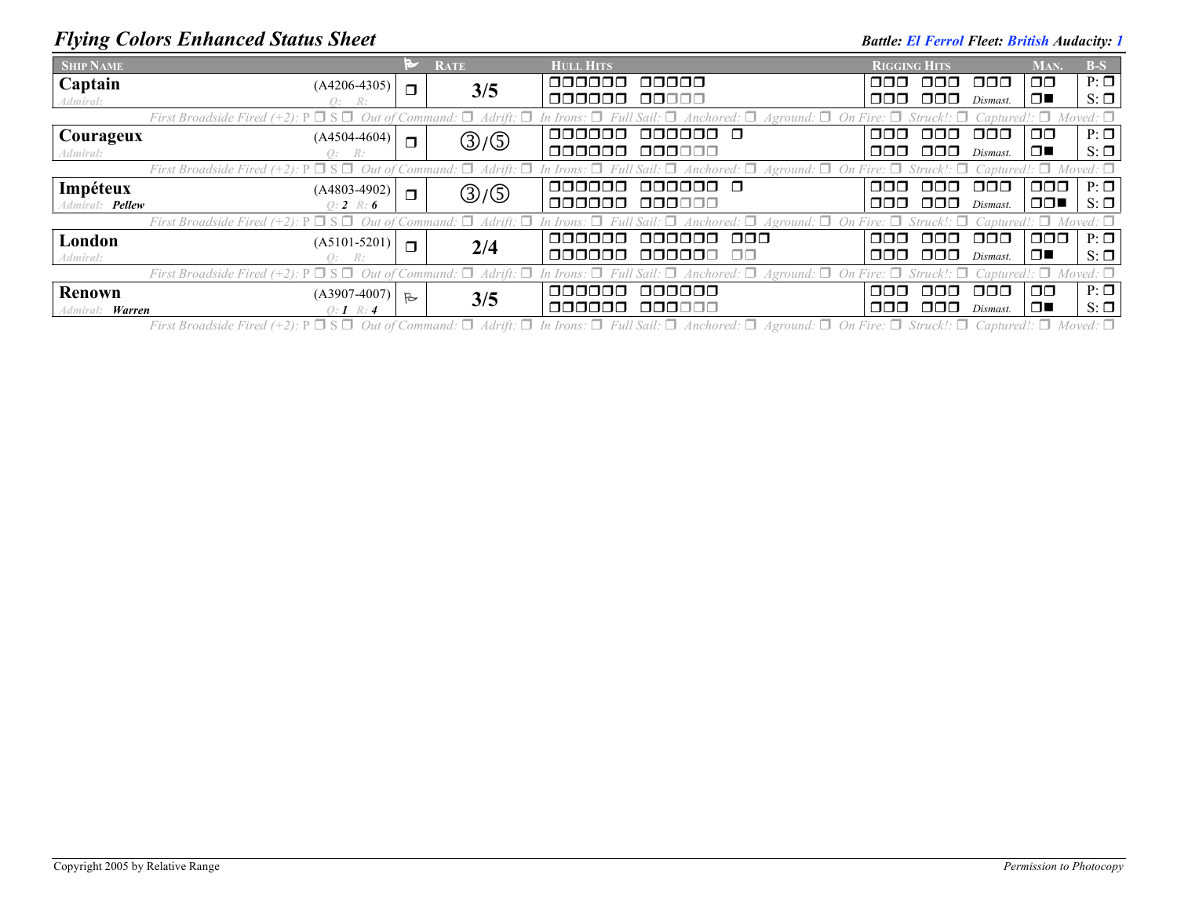# Flying Colors Enhanced Status Sheet

**Battle:** *El Ferrol* **Fleet:** *British* **Audacity:** *1*

| Ship Name | | ⚑ | Rate | Hull Hits | Rigging Hits | Man. | B-S |
|---|---|---|---|---|---|---|---|
| **Captain** *Admiral:* | (A4206-4305) *Q: R:* | ❐ | **3/5** | ❐❐❐❐❐❐ ❐❐❐❐❐ / ❐❐❐❐❐❐ ❐❐❐❐❐ | ❐❐❐ ❐❐❐ ❐❐❐ / ❐❐❐ ❐❐❐ *Dismast.* | ❐❐ / ❐■ | P: ❐ S: ❐ |
| *First Broadside Fired (+2):* P ❐ S ❐ *Out of Command:* ❐ *Adrift:* ❐ *In Irons:* ❐ *Full Sail:* ❐ *Anchored:* ❐ *Aground:* ❐ *On Fire:* ❐ *Struck!:* ❐ *Captured!:* ❐ *Moved:* ❐ | | | | | | | |
| **Courageux** *Admiral:* | (A4504-4604) *Q: R:* | ❐ | ③/⑤ | ❐❐❐❐❐❐ ❐❐❐❐❐❐ ❐ / ❐❐❐❐❐❐ ❐❐❐❐❐❐ | ❐❐❐ ❐❐❐ ❐❐❐ / ❐❐❐ ❐❐❐ *Dismast.* | ❐❐ / ❐■ | P: ❐ S: ❐ |
| *First Broadside Fired (+2):* P ❐ S ❐ *Out of Command:* ❐ *Adrift:* ❐ *In Irons:* ❐ *Full Sail:* ❐ *Anchored:* ❐ *Aground:* ❐ *On Fire:* ❐ *Struck!:* ❐ *Captured!:* ❐ *Moved:* ❐ | | | | | | | |
| **Impéteux** *Admiral:* ***Pellew*** | (A4803-4902) *Q:* ***2*** *R:* ***6*** | ❐ | ③/⑤ | ❐❐❐❐❐❐ ❐❐❐❐❐❐ ❐ / ❐❐❐❐❐❐ ❐❐❐❐❐❐ | ❐❐❐ ❐❐❐ ❐❐❐ / ❐❐❐ ❐❐❐ *Dismast.* | ❐❐❐ / ❐❐■ | P: ❐ S: ❐ |
| *First Broadside Fired (+2):* P ❐ S ❐ *Out of Command:* ❐ *Adrift:* ❐ *In Irons:* ❐ *Full Sail:* ❐ *Anchored:* ❐ *Aground:* ❐ *On Fire:* ❐ *Struck!:* ❐ *Captured!:* ❐ *Moved:* ❐ | | | | | | | |
| **London** *Admiral:* | (A5101-5201) *Q: R:* | ❐ | **2/4** | ❐❐❐❐❐❐ ❐❐❐❐❐❐ ❐❐❐ / ❐❐❐❐❐❐ ❐❐❐❐❐❐ ❐❐ | ❐❐❐ ❐❐❐ ❐❐❐ / ❐❐❐ ❐❐❐ *Dismast.* | ❐❐❐ / ❐■ | P: ❐ S: ❐ |
| *First Broadside Fired (+2):* P ❐ S ❐ *Out of Command:* ❐ *Adrift:* ❐ *In Irons:* ❐ *Full Sail:* ❐ *Anchored:* ❐ *Aground:* ❐ *On Fire:* ❐ *Struck!:* ❐ *Captured!:* ❐ *Moved:* ❐ | | | | | | | |
| **Renown** *Admiral:* ***Warren*** | (A3907-4007) *Q:* ***1*** *R:* ***4*** | ⚐ | **3/5** | ❐❐❐❐❐❐ ❐❐❐❐❐❐ / ❐❐❐❐❐❐ ❐❐❐❐❐❐ | ❐❐❐ ❐❐❐ ❐❐❐ / ❐❐❐ ❐❐❐ *Dismast.* | ❐❐ / ❐■ | P: ❐ S: ❐ |
| *First Broadside Fired (+2):* P ❐ S ❐ *Out of Command:* ❐ *Adrift:* ❐ *In Irons:* ❐ *Full Sail:* ❐ *Anchored:* ❐ *Aground:* ❐ *On Fire:* ❐ *Struck!:* ❐ *Captured!:* ❐ *Moved:* ❐ | | | | | | | |

Copyright 2005 by Relative Range

*Permission to Photocopy*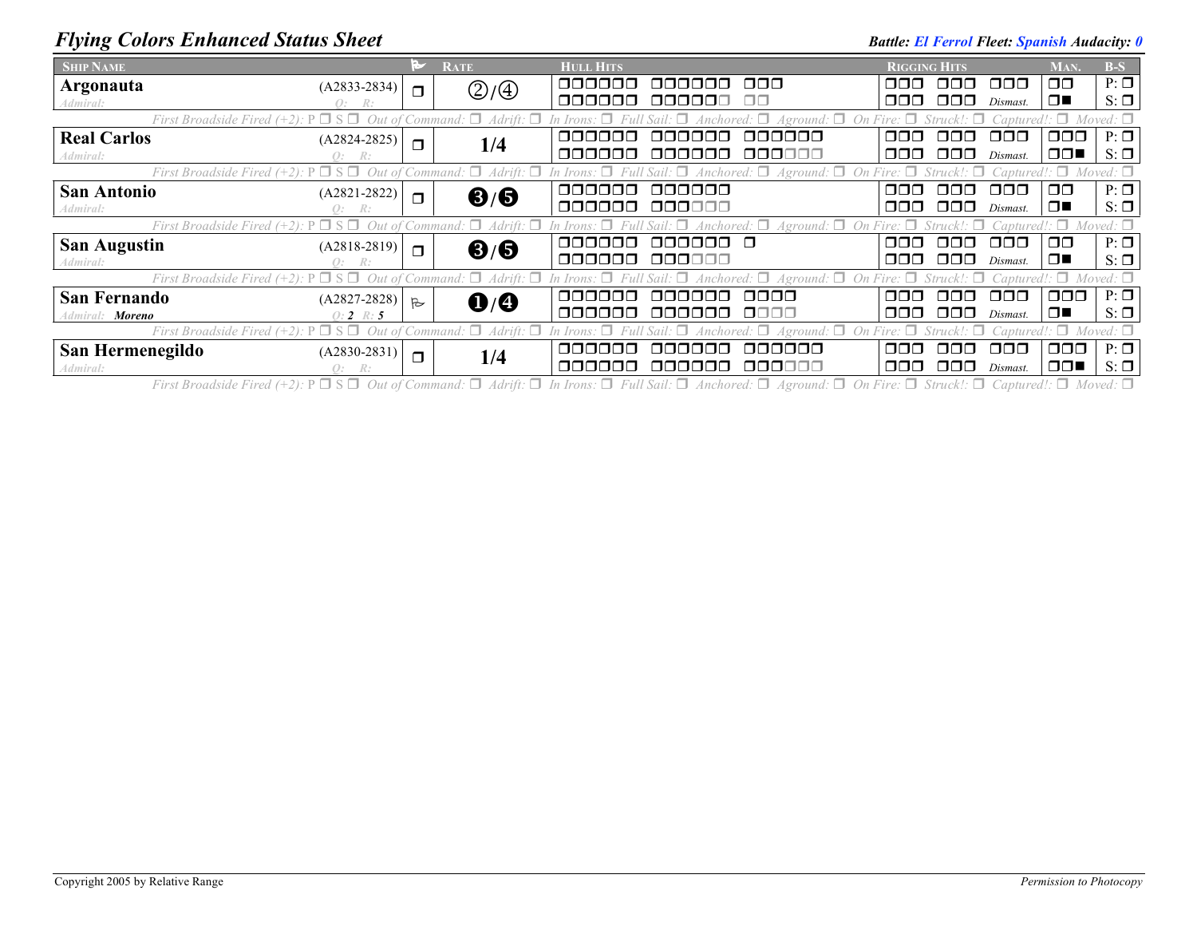## Flying Colors Enhanced Status Sheet

**Battle:** *El Ferrol* **Fleet:** *Spanish* **Audacity:** *0*

| Ship Name | | Flag | Rate | Hull Hits | Rigging Hits | Man. | B-S |
|---|---|---|---|---|---|---|---|
| **Argonauta** *Admiral:* | (A2833-2834) *Q: R:* | ❒ | ②/④ | ❒❒❒❒❒❒ ❒❒❒❒❒❒ ❒❒❒ / ❒❒❒❒❒❒ ❒❒❒❒❒❒ ❒❒ | ❒❒❒ ❒❒❒ ❒❒❒ / ❒❒❒ ❒❒❒ *Dismast.* | ❒❒ / ❒■ | P: ❒ S: ❒ |
| *First Broadside Fired (+2): P ❒ S ❒ Out of Command: ❒ Adrift: ❒ In Irons: ❒ Full Sail: ❒ Anchored: ❒ Aground: ❒ On Fire: ❒ Struck!: ❒ Captured!: ❒ Moved: ❒* | | | | | | | |
| **Real Carlos** *Admiral:* | (A2824-2825) *Q: R:* | ❒ | 1/4 | ❒❒❒❒❒❒ ❒❒❒❒❒❒ ❒❒❒❒❒❒ / ❒❒❒❒❒❒ ❒❒❒❒❒❒ ❒❒❒❒❒❒ | ❒❒❒ ❒❒❒ ❒❒❒ / ❒❒❒ ❒❒❒ *Dismast.* | ❒❒❒ / ❒❒■ | P: ❒ S: ❒ |
| *First Broadside Fired (+2): P ❒ S ❒ Out of Command: ❒ Adrift: ❒ In Irons: ❒ Full Sail: ❒ Anchored: ❒ Aground: ❒ On Fire: ❒ Struck!: ❒ Captured!: ❒ Moved: ❒* | | | | | | | |
| **San Antonio** *Admiral:* | (A2821-2822) *Q: R:* | ❒ | ❸/❺ | ❒❒❒❒❒❒ ❒❒❒❒❒❒ / ❒❒❒❒❒❒ ❒❒❒❒❒❒ | ❒❒❒ ❒❒❒ ❒❒❒ / ❒❒❒ ❒❒❒ *Dismast.* | ❒❒ / ❒■ | P: ❒ S: ❒ |
| *First Broadside Fired (+2): P ❒ S ❒ Out of Command: ❒ Adrift: ❒ In Irons: ❒ Full Sail: ❒ Anchored: ❒ Aground: ❒ On Fire: ❒ Struck!: ❒ Captured!: ❒ Moved: ❒* | | | | | | | |
| **San Augustin** *Admiral:* | (A2818-2819) *Q: R:* | ❒ | ❸/❺ | ❒❒❒❒❒❒ ❒❒❒❒❒❒ ❒ / ❒❒❒❒❒❒ ❒❒❒❒❒❒ | ❒❒❒ ❒❒❒ ❒❒❒ / ❒❒❒ ❒❒❒ *Dismast.* | ❒❒ / ❒■ | P: ❒ S: ❒ |
| *First Broadside Fired (+2): P ❒ S ❒ Out of Command: ❒ Adrift: ❒ In Irons: ❒ Full Sail: ❒ Anchored: ❒ Aground: ❒ On Fire: ❒ Struck!: ❒ Captured!: ❒ Moved: ❒* | | | | | | | |
| **San Fernando** *Admiral:* ***Moreno*** | (A2827-2828) *Q:* ***2*** *R:* ***5*** | ⚐ | ❶/❹ | ❒❒❒❒❒❒ ❒❒❒❒❒❒ ❒❒❒❒ / ❒❒❒❒❒❒ ❒❒❒❒❒❒ ❒❒❒❒ | ❒❒❒ ❒❒❒ ❒❒❒ / ❒❒❒ ❒❒❒ *Dismast.* | ❒❒❒ / ❒■ | P: ❒ S: ❒ |
| *First Broadside Fired (+2): P ❒ S ❒ Out of Command: ❒ Adrift: ❒ In Irons: ❒ Full Sail: ❒ Anchored: ❒ Aground: ❒ On Fire: ❒ Struck!: ❒ Captured!: ❒ Moved: ❒* | | | | | | | |
| **San Hermenegildo** *Admiral:* | (A2830-2831) *Q: R:* | ❒ | 1/4 | ❒❒❒❒❒❒ ❒❒❒❒❒❒ ❒❒❒❒❒❒ / ❒❒❒❒❒❒ ❒❒❒❒❒❒ ❒❒❒❒❒❒ | ❒❒❒ ❒❒❒ ❒❒❒ / ❒❒❒ ❒❒❒ *Dismast.* | ❒❒❒ / ❒❒■ | P: ❒ S: ❒ |
| *First Broadside Fired (+2): P ❒ S ❒ Out of Command: ❒ Adrift: ❒ In Irons: ❒ Full Sail: ❒ Anchored: ❒ Aground: ❒ On Fire: ❒ Struck!: ❒ Captured!: ❒ Moved: ❒* | | | | | | | |

Copyright 2005 by Relative Range

*Permission to Photocopy*